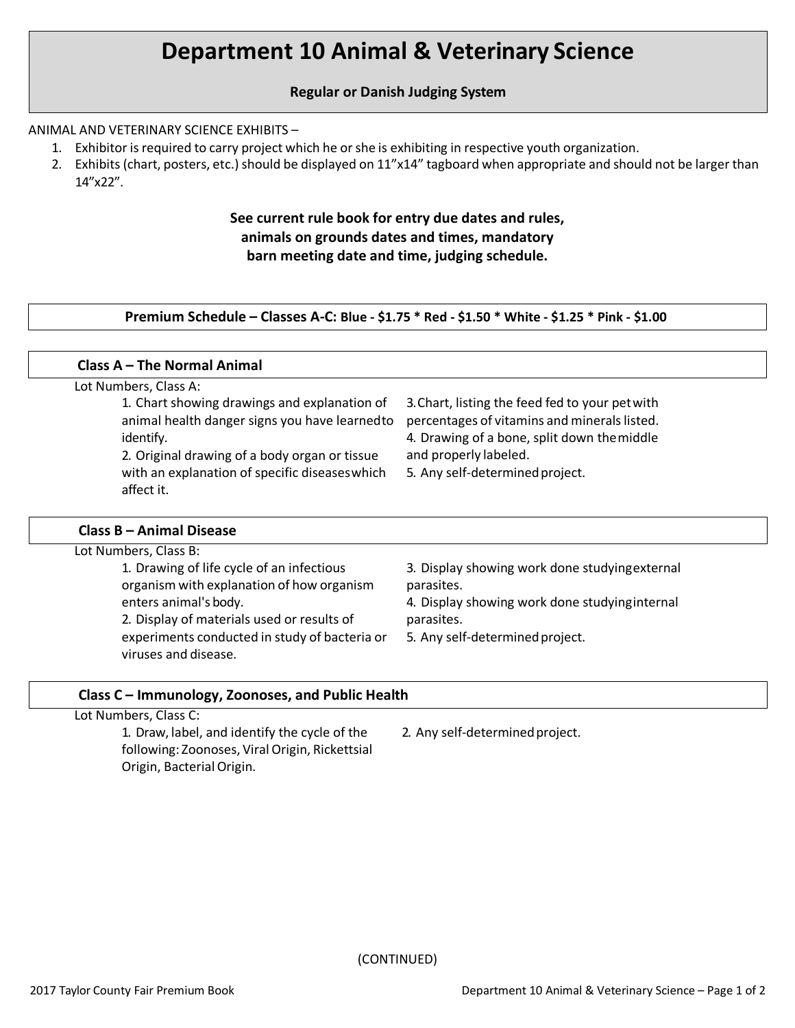# Department 10 Animal & Veterinary Science

**Regular or Danish Judging System**

ANIMAL AND VETERINARY SCIENCE EXHIBITS –

1. Exhibitor is required to carry project which he or she is exhibiting in respective youth organization.
2. Exhibits (chart, posters, etc.) should be displayed on 11”x14” tagboard when appropriate and should not be larger than 14”x22”.

**See current rule book for entry due dates and rules, animals on grounds dates and times, mandatory barn meeting date and time, judging schedule.**

**Premium Schedule – Classes A-C: Blue - $1.75 * Red - $1.50 * White - $1.25 * Pink - $1.00**

## Class A – The Normal Animal

Lot Numbers, Class A:

1. Chart showing drawings and explanation of animal health danger signs you have learned to identify.
2. Original drawing of a body organ or tissue with an explanation of specific diseases which affect it.
3. Chart, listing the feed fed to your pet with percentages of vitamins and minerals listed.
4. Drawing of a bone, split down the middle and properly labeled.
5. Any self-determined project.

## Class B – Animal Disease

Lot Numbers, Class B:

1. Drawing of life cycle of an infectious organism with explanation of how organism enters animal's body.
2. Display of materials used or results of experiments conducted in study of bacteria or viruses and disease.
3. Display showing work done studying external parasites.
4. Display showing work done studying internal parasites.
5. Any self-determined project.

## Class C – Immunology, Zoonoses, and Public Health

Lot Numbers, Class C:

1. Draw, label, and identify the cycle of the following: Zoonoses, Viral Origin, Rickettsial Origin, Bacterial Origin.
2. Any self-determined project.

(CONTINUED)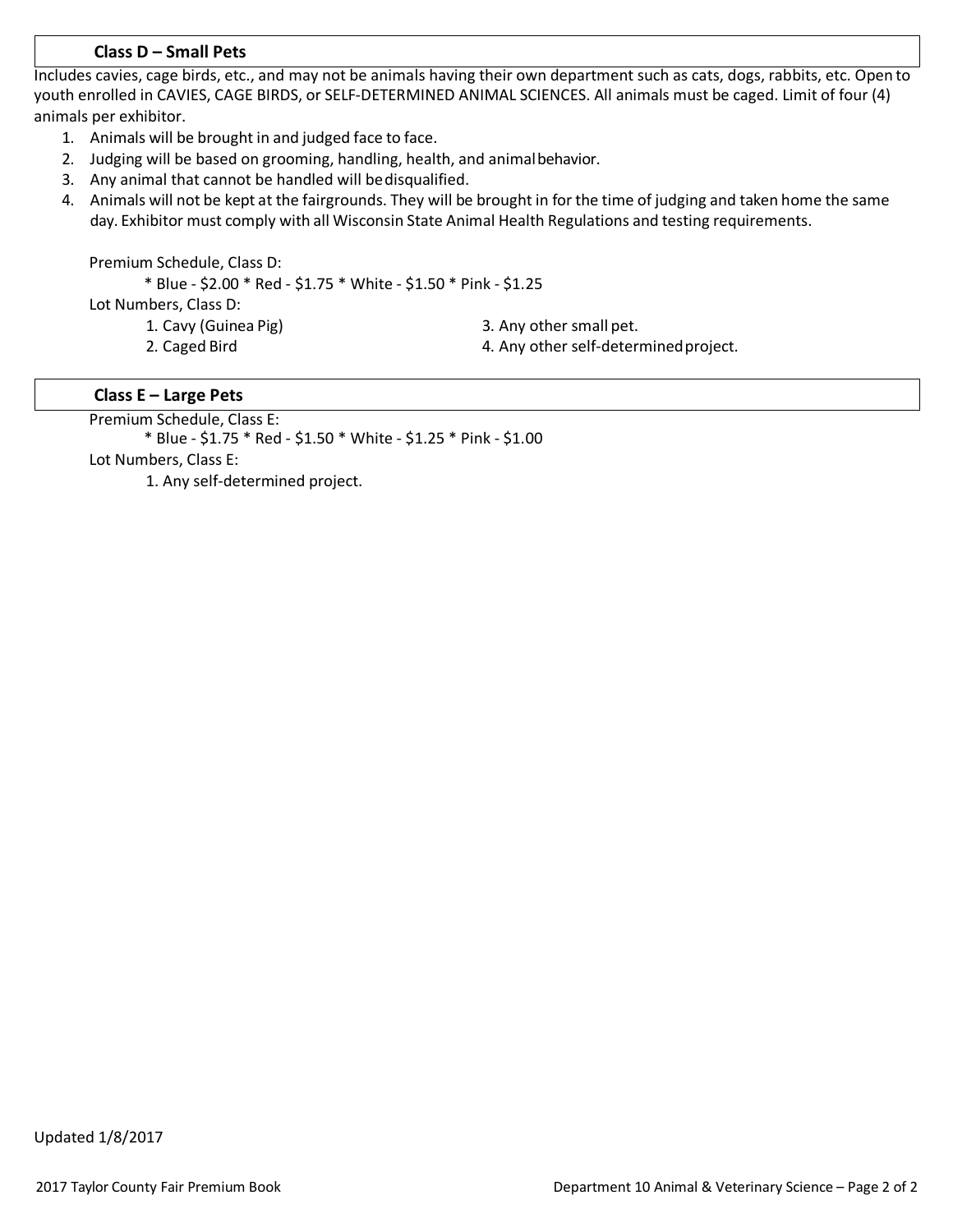### Class D – Small Pets

Includes cavies, cage birds, etc., and may not be animals having their own department such as cats, dogs, rabbits, etc. Open to youth enrolled in CAVIES, CAGE BIRDS, or SELF-DETERMINED ANIMAL SCIENCES. All animals must be caged. Limit of four (4) animals per exhibitor.

1. Animals will be brought in and judged face to face.
2. Judging will be based on grooming, handling, health, and animal behavior.
3. Any animal that cannot be handled will be disqualified.
4. Animals will not be kept at the fairgrounds. They will be brought in for the time of judging and taken home the same day. Exhibitor must comply with all Wisconsin State Animal Health Regulations and testing requirements.

Premium Schedule, Class D:

* Blue - $2.00 * Red - $1.75 * White - $1.50 * Pink - $1.25

Lot Numbers, Class D:

1. Cavy (Guinea Pig)
2. Caged Bird
3. Any other small pet.
4. Any other self-determined project.

### Class E – Large Pets

Premium Schedule, Class E:

* Blue - $1.75 * Red - $1.50 * White - $1.25 * Pink - $1.00

Lot Numbers, Class E:

1. Any self-determined project.

Updated 1/8/2017